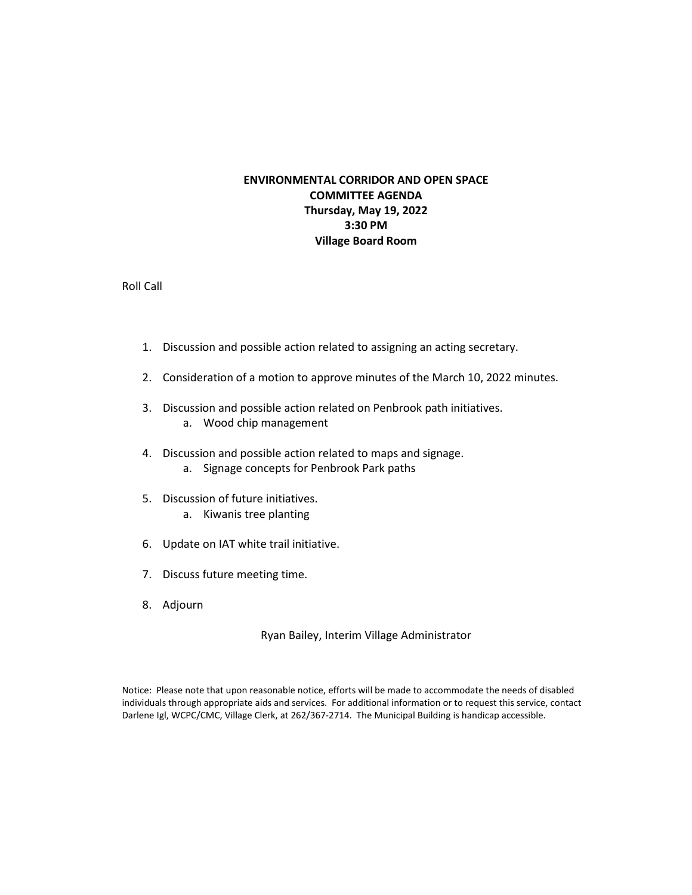**ENVIRONMENTAL CORRIDOR AND OPEN SPACE**
**COMMITTEE AGENDA**
**Thursday, May 19, 2022**
**3:30 PM**
**Village Board Room**

Roll Call

1. Discussion and possible action related to assigning an acting secretary.
2. Consideration of a motion to approve minutes of the March 10, 2022 minutes.
3. Discussion and possible action related on Penbrook path initiatives.
    a. Wood chip management
4. Discussion and possible action related to maps and signage.
    a. Signage concepts for Penbrook Park paths
5. Discussion of future initiatives.
    a. Kiwanis tree planting
6. Update on IAT white trail initiative.
7. Discuss future meeting time.
8. Adjourn

Ryan Bailey, Interim Village Administrator

Notice: Please note that upon reasonable notice, efforts will be made to accommodate the needs of disabled individuals through appropriate aids and services. For additional information or to request this service, contact Darlene Igl, WCPC/CMC, Village Clerk, at 262/367-2714. The Municipal Building is handicap accessible.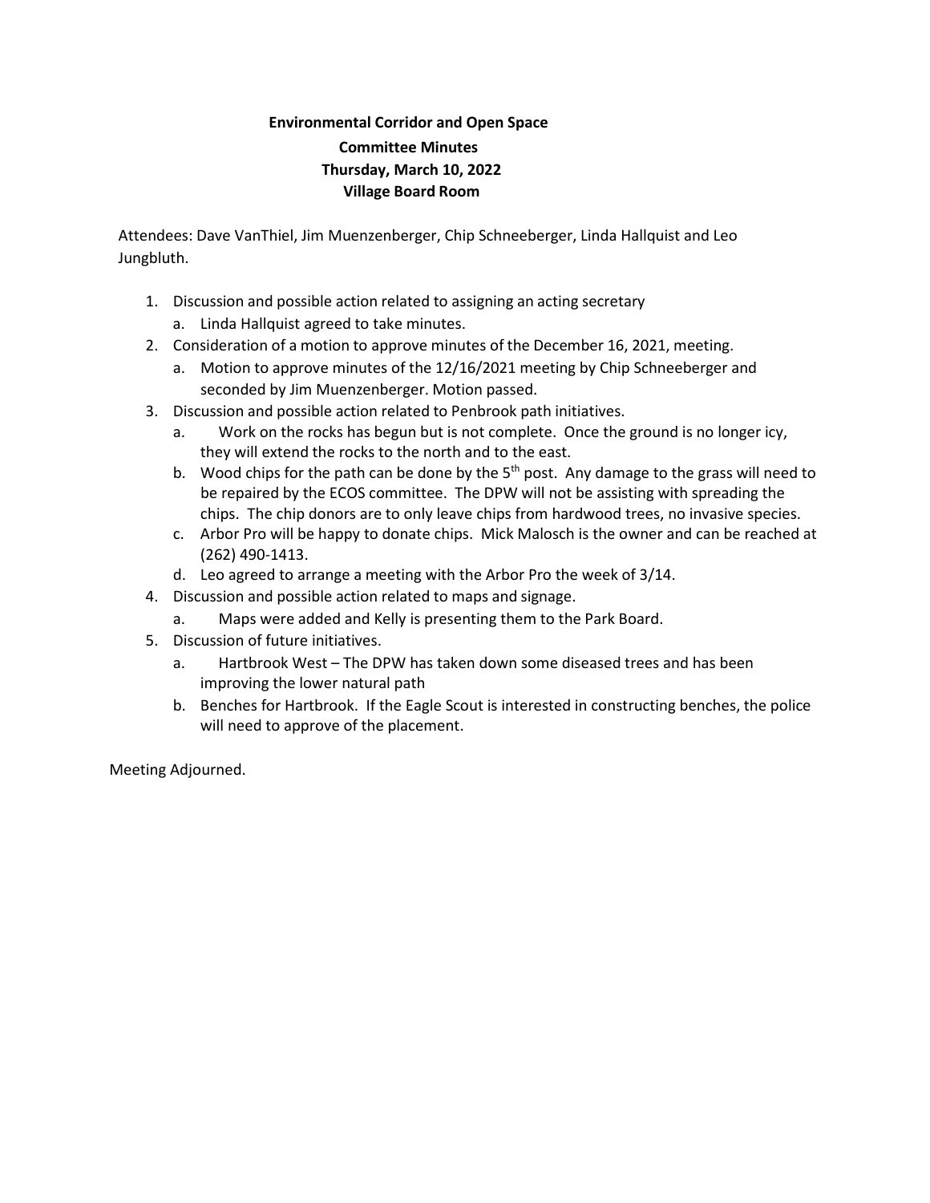# Environmental Corridor and Open Space Committee Minutes
**Thursday, March 10, 2022**
**Village Board Room**

Attendees: Dave VanThiel, Jim Muenzenberger, Chip Schneeberger, Linda Hallquist and Leo Jungbluth.

1. Discussion and possible action related to assigning an acting secretary
   a. Linda Hallquist agreed to take minutes.
2. Consideration of a motion to approve minutes of the December 16, 2021, meeting.
   a. Motion to approve minutes of the 12/16/2021 meeting by Chip Schneeberger and seconded by Jim Muenzenberger. Motion passed.
3. Discussion and possible action related to Penbrook path initiatives.
   a. Work on the rocks has begun but is not complete. Once the ground is no longer icy, they will extend the rocks to the north and to the east.
   b. Wood chips for the path can be done by the 5th post. Any damage to the grass will need to be repaired by the ECOS committee. The DPW will not be assisting with spreading the chips. The chip donors are to only leave chips from hardwood trees, no invasive species.
   c. Arbor Pro will be happy to donate chips. Mick Malosch is the owner and can be reached at (262) 490-1413.
   d. Leo agreed to arrange a meeting with the Arbor Pro the week of 3/14.
4. Discussion and possible action related to maps and signage.
   a. Maps were added and Kelly is presenting them to the Park Board.
5. Discussion of future initiatives.
   a. Hartbrook West – The DPW has taken down some diseased trees and has been improving the lower natural path
   b. Benches for Hartbrook. If the Eagle Scout is interested in constructing benches, the police will need to approve of the placement.

Meeting Adjourned.